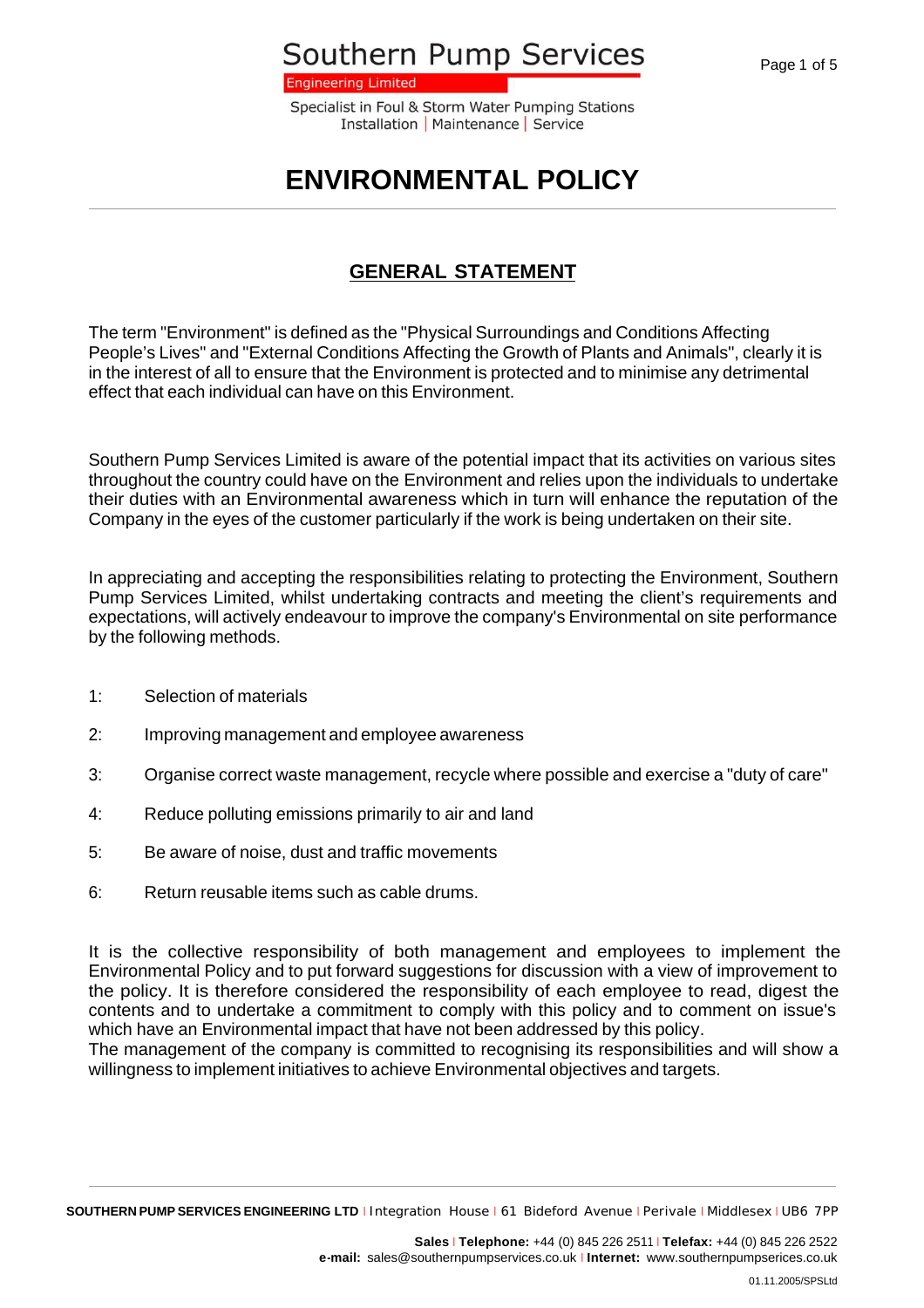Southern Pump Services

Engineering Limited

Specialist in Foul & Storm Water Pumping Stations
Installation | Maintenance | Service

# ENVIRONMENTAL POLICY

## GENERAL STATEMENT

The term "Environment" is defined as the "Physical Surroundings and Conditions Affecting People's Lives" and "External Conditions Affecting the Growth of Plants and Animals", clearly it is in the interest of all to ensure that the Environment is protected and to minimise any detrimental effect that each individual can have on this Environment.

Southern Pump Services Limited is aware of the potential impact that its activities on various sites throughout the country could have on the Environment and relies upon the individuals to undertake their duties with an Environmental awareness which in turn will enhance the reputation of the Company in the eyes of the customer particularly if the work is being undertaken on their site.

In appreciating and accepting the responsibilities relating to protecting the Environment, Southern Pump Services Limited, whilst undertaking contracts and meeting the client's requirements and expectations, will actively endeavour to improve the company's Environmental on site performance by the following methods.

1: Selection of materials

2: Improving management and employee awareness

3: Organise correct waste management, recycle where possible and exercise a "duty of care"

4: Reduce polluting emissions primarily to air and land

5: Be aware of noise, dust and traffic movements

6: Return reusable items such as cable drums.

It is the collective responsibility of both management and employees to implement the Environmental Policy and to put forward suggestions for discussion with a view of improvement to the policy. It is therefore considered the responsibility of each employee to read, digest the contents and to undertake a commitment to comply with this policy and to comment on issue's which have an Environmental impact that have not been addressed by this policy.
The management of the company is committed to recognising its responsibilities and will show a willingness to implement initiatives to achieve Environmental objectives and targets.

**SOUTHERN PUMP SERVICES ENGINEERING LTD** | Integration House | 61 Bideford Avenue | Perivale | Middlesex | UB6 7PP

**Sales** | **Telephone:** +44 (0) 845 226 2511 | **Telefax:** +44 (0) 845 226 2522
**e-mail:** sales@southernpumpservices.co.uk | **Internet:** www.southernpumpserices.co.uk

01.11.2005/SPSLtd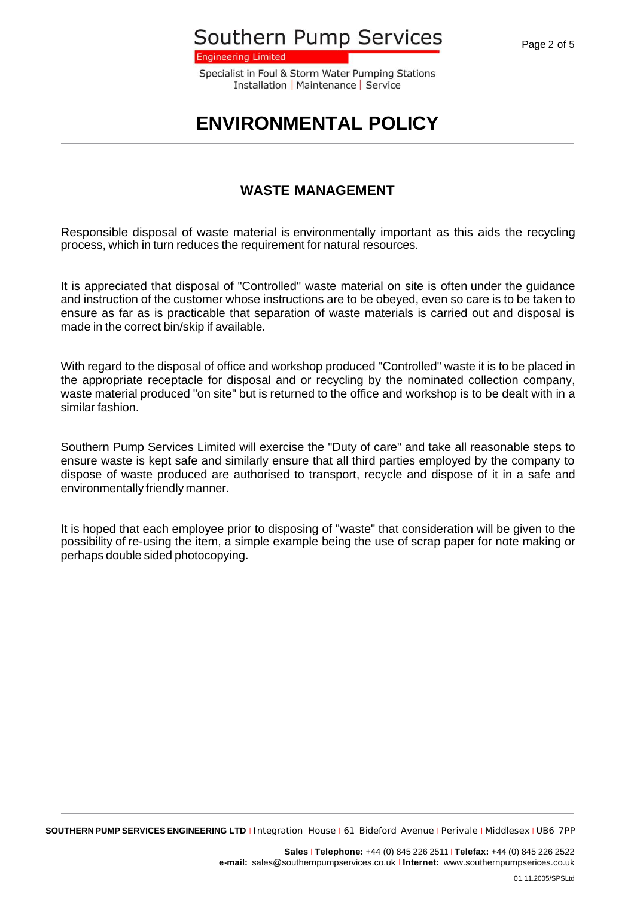# ENVIRONMENTAL POLICY

## WASTE MANAGEMENT

Responsible disposal of waste material is environmentally important as this aids the recycling process, which in turn reduces the requirement for natural resources.

It is appreciated that disposal of "Controlled" waste material on site is often under the guidance and instruction of the customer whose instructions are to be obeyed, even so care is to be taken to ensure as far as is practicable that separation of waste materials is carried out and disposal is made in the correct bin/skip if available.

With regard to the disposal of office and workshop produced "Controlled" waste it is to be placed in the appropriate receptacle for disposal and or recycling by the nominated collection company, waste material produced "on site" but is returned to the office and workshop is to be dealt with in a similar fashion.

Southern Pump Services Limited will exercise the "Duty of care" and take all reasonable steps to ensure waste is kept safe and similarly ensure that all third parties employed by the company to dispose of waste produced are authorised to transport, recycle and dispose of it in a safe and environmentally friendly manner.

It is hoped that each employee prior to disposing of "waste" that consideration will be given to the possibility of re-using the item, a simple example being the use of scrap paper for note making or perhaps double sided photocopying.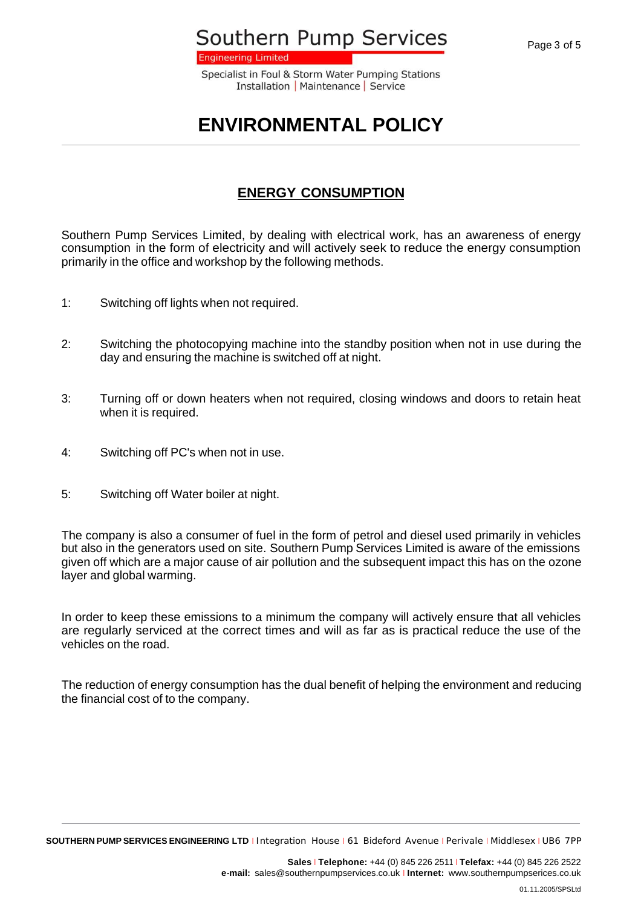# ENVIRONMENTAL POLICY

## ENERGY CONSUMPTION

Southern Pump Services Limited, by dealing with electrical work, has an awareness of energy consumption in the form of electricity and will actively seek to reduce the energy consumption primarily in the office and workshop by the following methods.

1: Switching off lights when not required.

2: Switching the photocopying machine into the standby position when not in use during the day and ensuring the machine is switched off at night.

3: Turning off or down heaters when not required, closing windows and doors to retain heat when it is required.

4: Switching off PC's when not in use.

5: Switching off Water boiler at night.

The company is also a consumer of fuel in the form of petrol and diesel used primarily in vehicles but also in the generators used on site. Southern Pump Services Limited is aware of the emissions given off which are a major cause of air pollution and the subsequent impact this has on the ozone layer and global warming.

In order to keep these emissions to a minimum the company will actively ensure that all vehicles are regularly serviced at the correct times and will as far as is practical reduce the use of the vehicles on the road.

The reduction of energy consumption has the dual benefit of helping the environment and reducing the financial cost of to the company.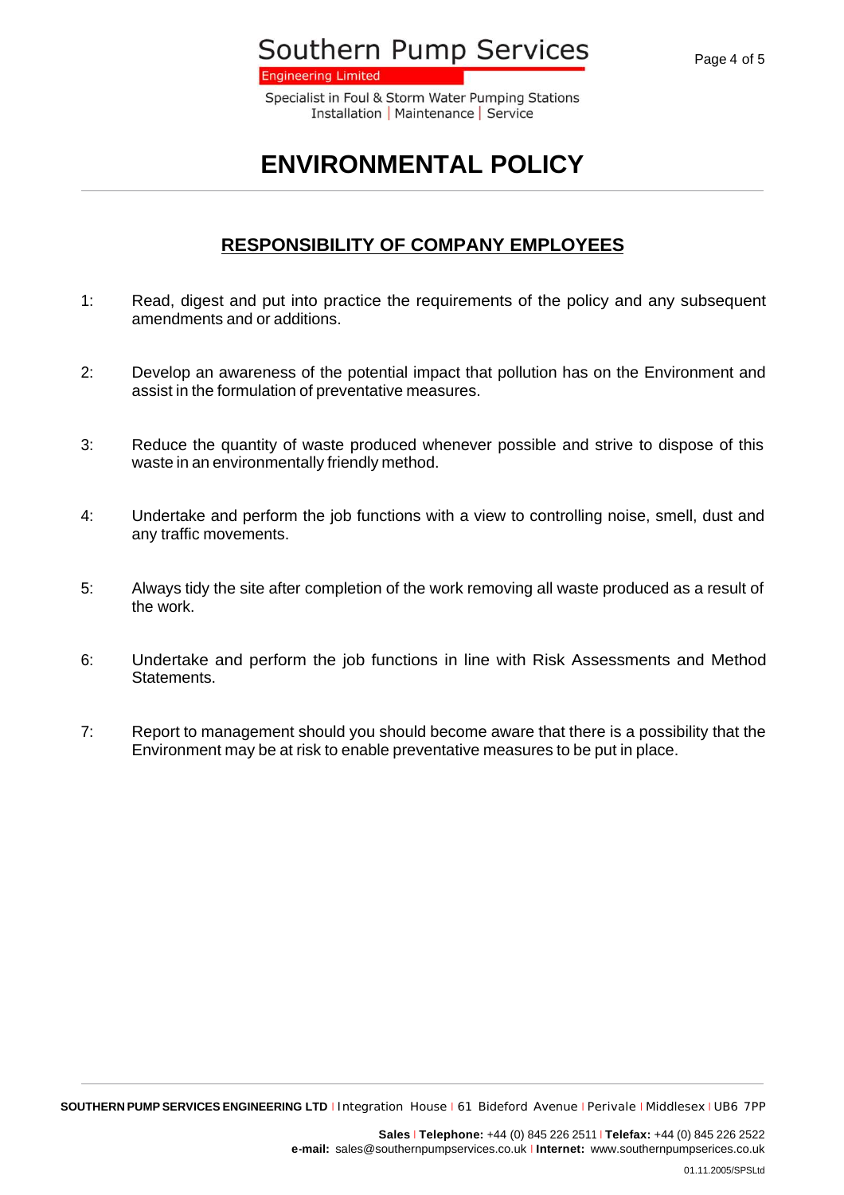# ENVIRONMENTAL POLICY

## RESPONSIBILITY OF COMPANY EMPLOYEES

1: Read, digest and put into practice the requirements of the policy and any subsequent amendments and or additions.

2: Develop an awareness of the potential impact that pollution has on the Environment and assist in the formulation of preventative measures.

3: Reduce the quantity of waste produced whenever possible and strive to dispose of this waste in an environmentally friendly method.

4: Undertake and perform the job functions with a view to controlling noise, smell, dust and any traffic movements.

5: Always tidy the site after completion of the work removing all waste produced as a result of the work.

6: Undertake and perform the job functions in line with Risk Assessments and Method Statements.

7: Report to management should you should become aware that there is a possibility that the Environment may be at risk to enable preventative measures to be put in place.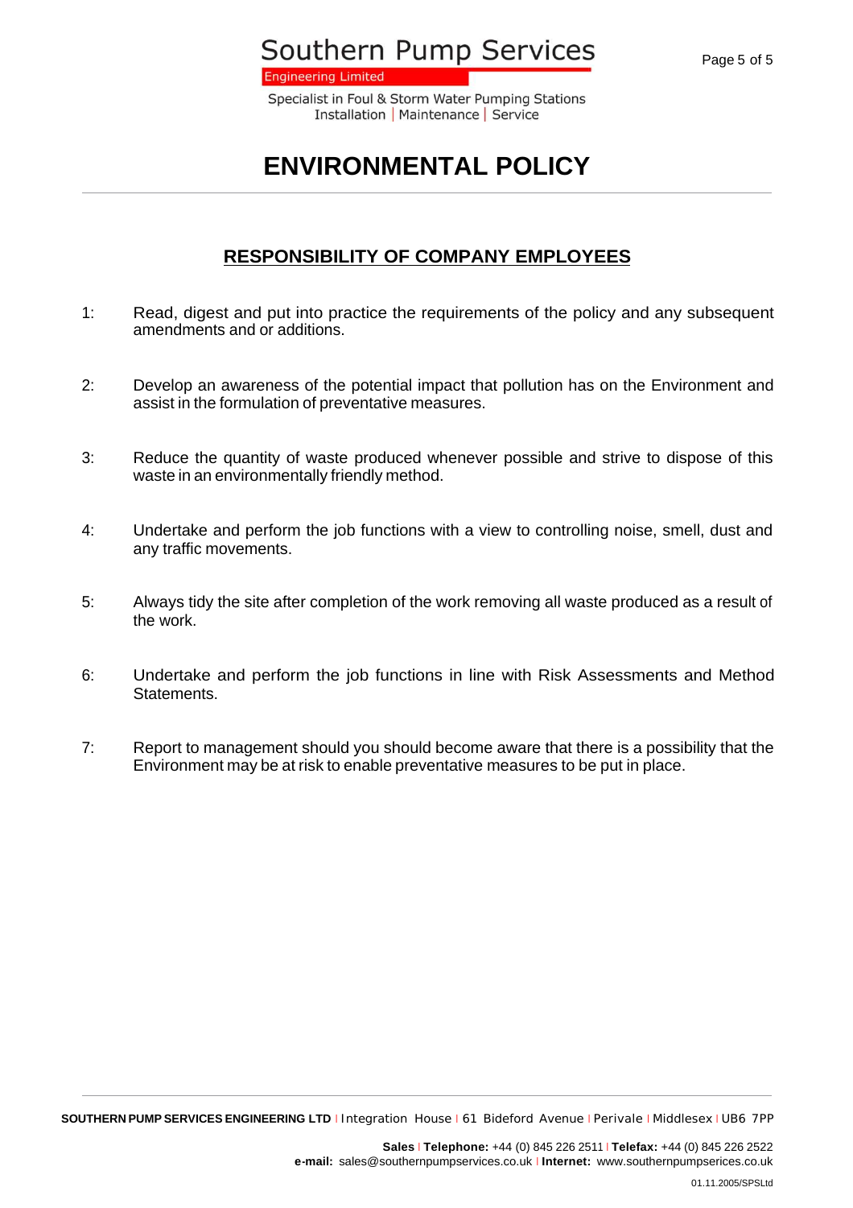# ENVIRONMENTAL POLICY

## RESPONSIBILITY OF COMPANY EMPLOYEES

1: Read, digest and put into practice the requirements of the policy and any subsequent amendments and or additions.

2: Develop an awareness of the potential impact that pollution has on the Environment and assist in the formulation of preventative measures.

3: Reduce the quantity of waste produced whenever possible and strive to dispose of this waste in an environmentally friendly method.

4: Undertake and perform the job functions with a view to controlling noise, smell, dust and any traffic movements.

5: Always tidy the site after completion of the work removing all waste produced as a result of the work.

6: Undertake and perform the job functions in line with Risk Assessments and Method Statements.

7: Report to management should you should become aware that there is a possibility that the Environment may be at risk to enable preventative measures to be put in place.